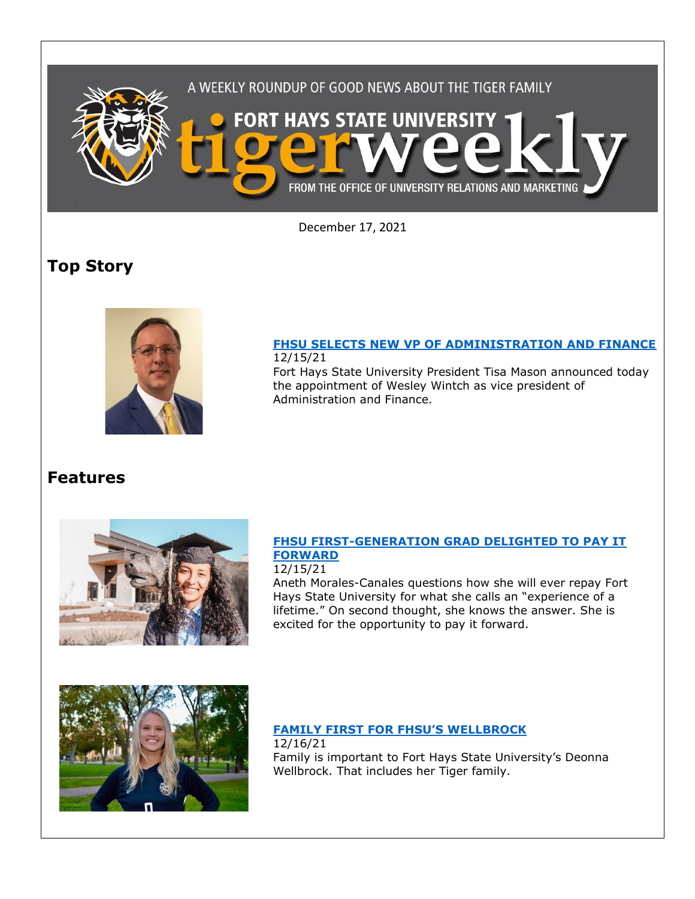A WEEKLY ROUNDUP OF GOOD NEWS ABOUT THE TIGER FAMILY

# FORT HAYS STATE UNIVERSITY tigerweekly

FROM THE OFFICE OF UNIVERSITY RELATIONS AND MARKETING

December 17, 2021

## Top Story

### FHSU SELECTS NEW VP OF ADMINISTRATION AND FINANCE

12/15/21

Fort Hays State University President Tisa Mason announced today the appointment of Wesley Wintch as vice president of Administration and Finance.

## Features

### FHSU FIRST-GENERATION GRAD DELIGHTED TO PAY IT FORWARD

12/15/21

Aneth Morales-Canales questions how she will ever repay Fort Hays State University for what she calls an "experience of a lifetime." On second thought, she knows the answer. She is excited for the opportunity to pay it forward.

### FAMILY FIRST FOR FHSU'S WELLBROCK

12/16/21

Family is important to Fort Hays State University's Deonna Wellbrock. That includes her Tiger family.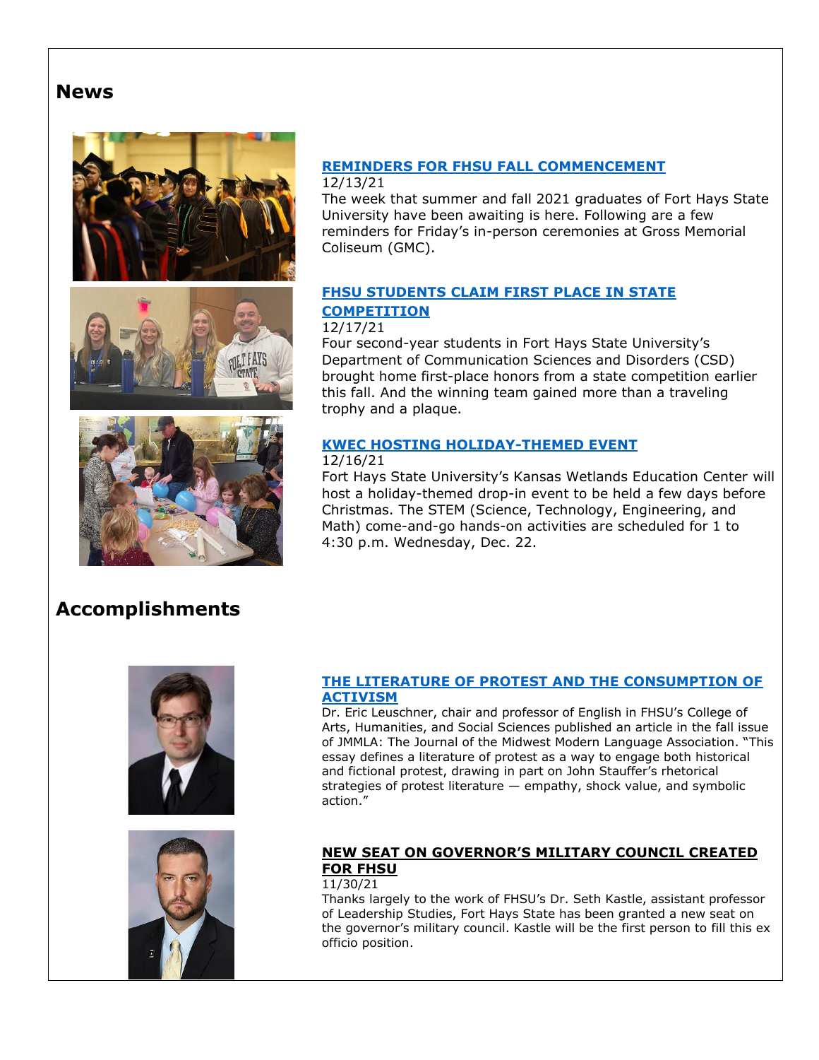## News

### [REMINDERS FOR FHSU FALL COMMENCEMENT]

12/13/21

The week that summer and fall 2021 graduates of Fort Hays State University have been awaiting is here. Following are a few reminders for Friday's in-person ceremonies at Gross Memorial Coliseum (GMC).

### [FHSU STUDENTS CLAIM FIRST PLACE IN STATE COMPETITION]

12/17/21

Four second-year students in Fort Hays State University's Department of Communication Sciences and Disorders (CSD) brought home first-place honors from a state competition earlier this fall. And the winning team gained more than a traveling trophy and a plaque.

### [KWEC HOSTING HOLIDAY-THEMED EVENT]

12/16/21

Fort Hays State University's Kansas Wetlands Education Center will host a holiday-themed drop-in event to be held a few days before Christmas. The STEM (Science, Technology, Engineering, and Math) come-and-go hands-on activities are scheduled for 1 to 4:30 p.m. Wednesday, Dec. 22.

## Accomplishments

### [THE LITERATURE OF PROTEST AND THE CONSUMPTION OF ACTIVISM]

Dr. Eric Leuschner, chair and professor of English in FHSU's College of Arts, Humanities, and Social Sciences published an article in the fall issue of JMMLA: The Journal of the Midwest Modern Language Association. "This essay defines a literature of protest as a way to engage both historical and fictional protest, drawing in part on John Stauffer's rhetorical strategies of protest literature — empathy, shock value, and symbolic action."

### NEW SEAT ON GOVERNOR'S MILITARY COUNCIL CREATED FOR FHSU

11/30/21

Thanks largely to the work of FHSU's Dr. Seth Kastle, assistant professor of Leadership Studies, Fort Hays State has been granted a new seat on the governor's military council. Kastle will be the first person to fill this ex officio position.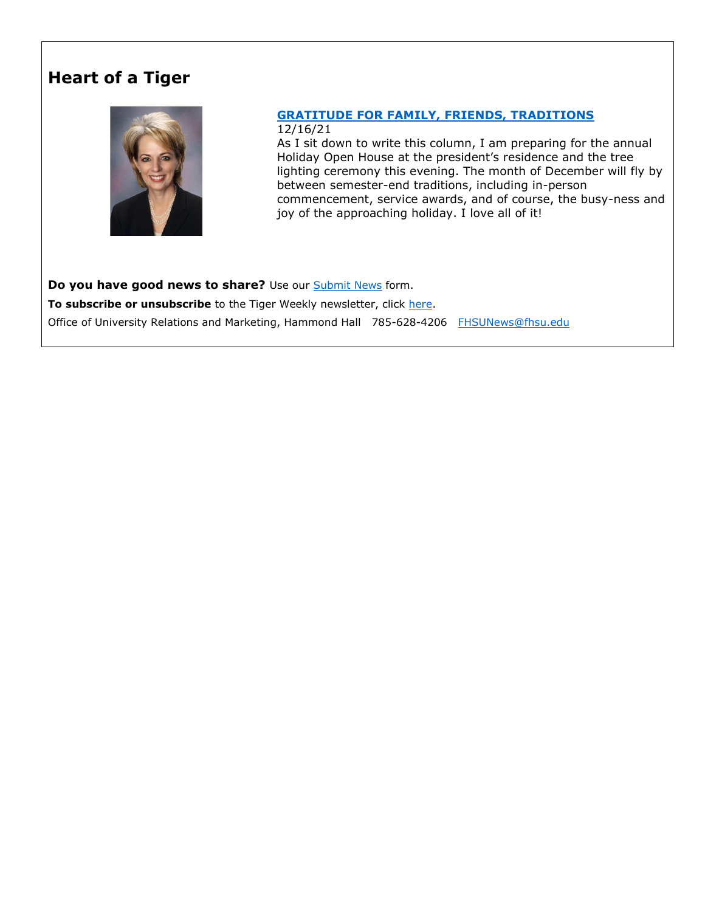## Heart of a Tiger

**GRATITUDE FOR FAMILY, FRIENDS, TRADITIONS**

12/16/21

As I sit down to write this column, I am preparing for the annual Holiday Open House at the president's residence and the tree lighting ceremony this evening. The month of December will fly by between semester-end traditions, including in-person commencement, service awards, and of course, the busy-ness and joy of the approaching holiday. I love all of it!

**Do you have good news to share?** Use our Submit News form.

**To subscribe or unsubscribe** to the Tiger Weekly newsletter, click here.

Office of University Relations and Marketing, Hammond Hall 785-628-4206 FHSUNews@fhsu.edu